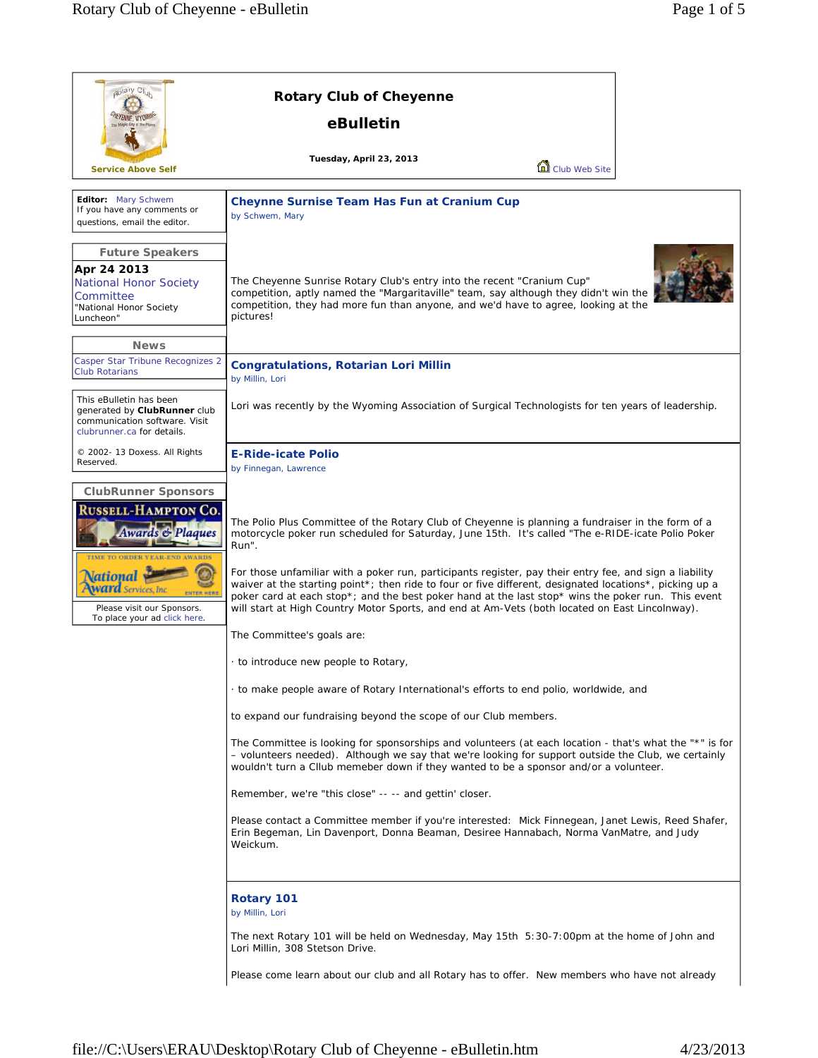# Rotary Club of Cheyenne

## eBulletin

**Tuesday, April 23, 2013**

Service Above Self

Club Web Site

**Editor:** Mary Schwem
If you have any comments or questions, email the editor.

### Future Speakers

**Apr 24 2013**
National Honor Society Committee
"National Honor Society Luncheon"

### News

Casper Star Tribune Recognizes 2 Club Rotarians

This eBulletin has been generated by **ClubRunner** club communication software. Visit clubrunner.ca for details.

© 2002- 13 Doxess. All Rights Reserved.

### ClubRunner Sponsors

Russell-Hampton Co. Awards & Plaques

Time to order year-end awards — National Award Services, Inc — Enter Here

Please visit our Sponsors.
To place your ad click here.

---

## Cheynne Surnise Team Has Fun at Cranium Cup

by Schwem, Mary

The Cheyenne Sunrise Rotary Club's entry into the recent "Cranium Cup" competition, aptly named the "Margaritaville" team, say although they didn't win the competition, they had more fun than anyone, and we'd have to agree, looking at the pictures!

## Congratulations, Rotarian Lori Millin

by Millin, Lori

Lori was recently by the Wyoming Association of Surgical Technologists for ten years of leadership.

## E-Ride-icate Polio

by Finnegan, Lawrence

The Polio Plus Committee of the Rotary Club of Cheyenne is planning a fundraiser in the form of a motorcycle poker run scheduled for Saturday, June 15th. It's called "The e-RIDE-icate Polio Poker Run".

For those unfamiliar with a poker run, participants register, pay their entry fee, and sign a liability waiver at the starting point*; then ride to four or five different, designated locations*, picking up a poker card at each stop*; and the best poker hand at the last stop* wins the poker run. This event will start at High Country Motor Sports, and end at Am-Vets (both located on East Lincolnway).

The Committee's goals are:

· to introduce new people to Rotary,

· to make people aware of Rotary International's efforts to end polio, worldwide, and

to expand our fundraising beyond the scope of our Club members.

The Committee is looking for sponsorships and volunteers (at each location - that's what the "*" is for – volunteers needed). Although we say that we're looking for support outside the Club, we certainly wouldn't turn a Cllub memeber down if they wanted to be a sponsor and/or a volunteer.

Remember, we're "this close" -- -- and gettin' closer.

Please contact a Committee member if you're interested: Mick Finnegean, Janet Lewis, Reed Shafer, Erin Begeman, Lin Davenport, Donna Beaman, Desiree Hannabach, Norma VanMatre, and Judy Weickum.

## Rotary 101

by Millin, Lori

The next Rotary 101 will be held on Wednesday, May 15th 5:30-7:00pm at the home of John and Lori Millin, 308 Stetson Drive.

Please come learn about our club and all Rotary has to offer. New members who have not already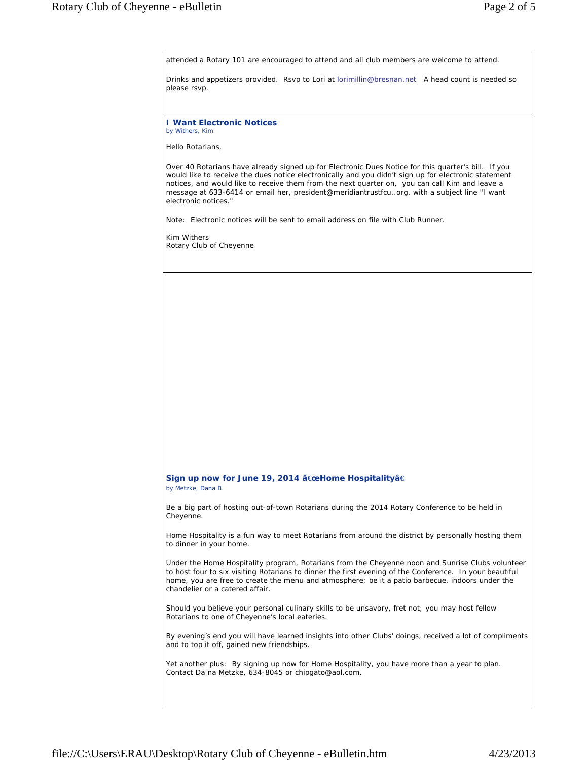attended a Rotary 101 are encouraged to attend and all club members are welcome to attend.

Drinks and appetizers provided. Rsvp to Lori at lorimillin@bresnan.net A head count is needed so please rsvp.

### I Want Electronic Notices

by Withers, Kim

Hello Rotarians,

Over 40 Rotarians have already signed up for Electronic Dues Notice for this quarter's bill. If you would like to receive the dues notice electronically and you didn't sign up for electronic statement notices, and would like to receive them from the next quarter on, you can call Kim and leave a message at 633-6414 or email her, president@meridiantrustfcu..org, with a subject line "I want electronic notices."

Note: Electronic notices will be sent to email address on file with Club Runner.

Kim Withers
Rotary Club of Cheyenne

### Sign up now for June 19, 2014 â€œHome Hospitalityâ€

by Metzke, Dana B.

Be a big part of hosting out-of-town Rotarians during the 2014 Rotary Conference to be held in Cheyenne.

Home Hospitality is a fun way to meet Rotarians from around the district by personally hosting them to dinner in your home.

Under the Home Hospitality program, Rotarians from the Cheyenne noon and Sunrise Clubs volunteer to host four to six visiting Rotarians to dinner the first evening of the Conference. In your beautiful home, you are free to create the menu and atmosphere; be it a patio barbecue, indoors under the chandelier or a catered affair.

Should you believe your personal culinary skills to be unsavory, fret not; you may host fellow Rotarians to one of Cheyenne's local eateries.

By evening's end you will have learned insights into other Clubs' doings, received a lot of compliments and to top it off, gained new friendships.

Yet another plus: By signing up now for Home Hospitality, you have more than a year to plan. Contact Da na Metzke, 634-8045 or chipgato@aol.com.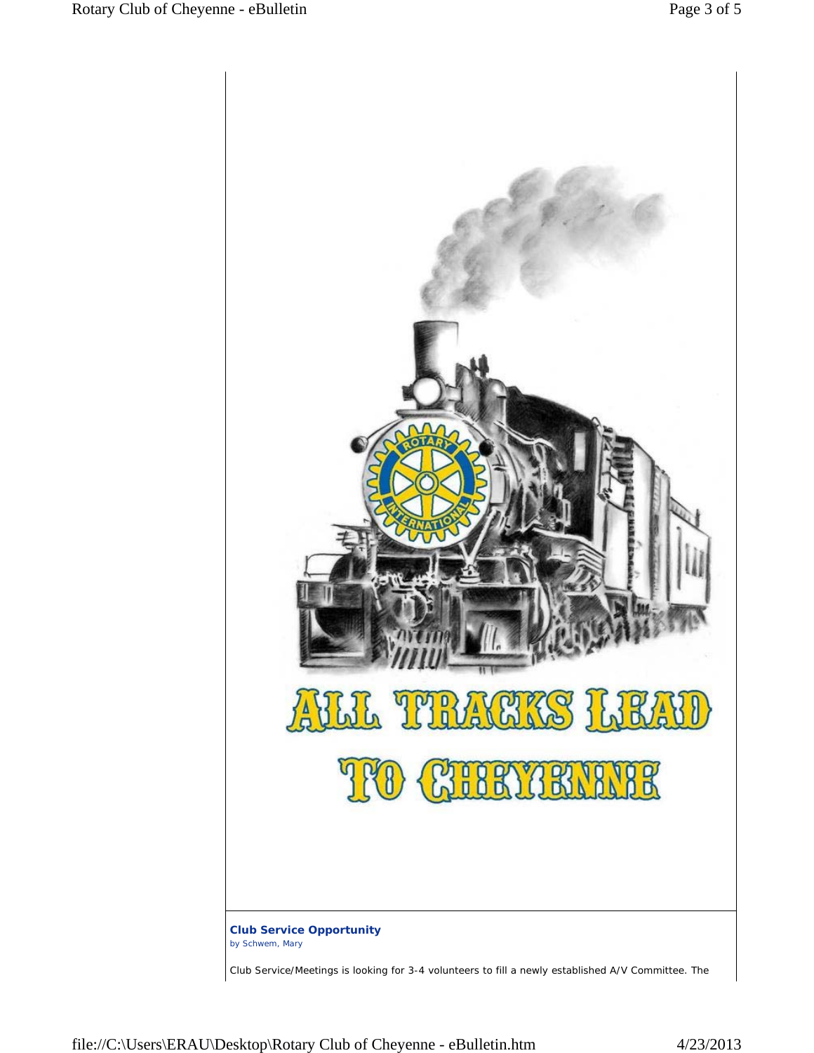ALL TRACKS LEAD TO CHEYENNE

**Club Service Opportunity**
by Schwem, Mary

Club Service/Meetings is looking for 3-4 volunteers to fill a newly established A/V Committee. The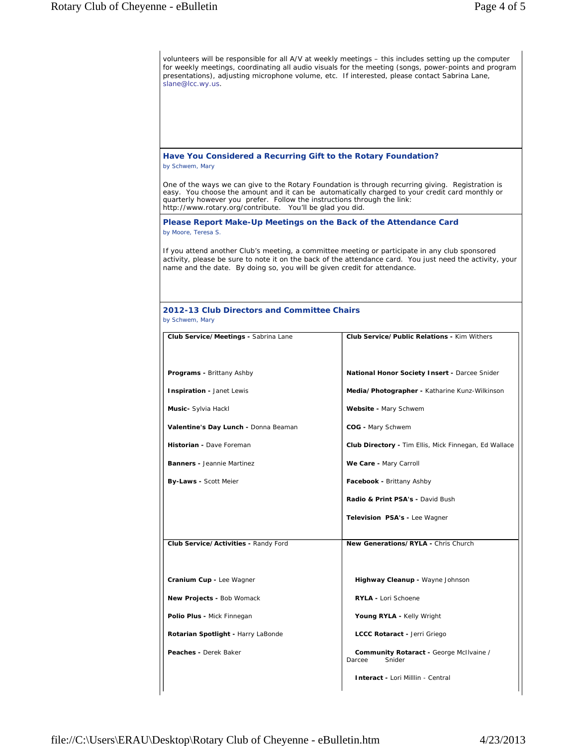volunteers will be responsible for all A/V at weekly meetings – this includes setting up the computer for weekly meetings, coordinating all audio visuals for the meeting (songs, power-points and program presentations), adjusting microphone volume, etc. If interested, please contact Sabrina Lane, slane@lcc.wy.us.

### Have You Considered a Recurring Gift to the Rotary Foundation?

by Schwem, Mary

One of the ways we can give to the Rotary Foundation is through recurring giving. Registration is easy. You choose the amount and it can be automatically charged to your credit card monthly or quarterly however you prefer. Follow the instructions through the link: http://www.rotary.org/contribute. You'll be glad you did.

### Please Report Make-Up Meetings on the Back of the Attendance Card

by Moore, Teresa S.

If you attend another Club's meeting, a committee meeting or participate in any club sponsored activity, please be sure to note it on the back of the attendance card. You just need the activity, your name and the date. By doing so, you will be given credit for attendance.

### 2012-13 Club Directors and Committee Chairs

by Schwem, Mary

| | |
|---|---|
| **Club Service/Meetings -** Sabrina Lane<br><br>**Programs -** Brittany Ashby<br>**Inspiration -** Janet Lewis<br>**Music-** Sylvia Hackl<br>**Valentine's Day Lunch -** Donna Beaman<br>**Historian -** Dave Foreman<br>**Banners -** Jeannie Martinez<br>**By-Laws -** Scott Meier | **Club Service/Public Relations -** Kim Withers<br><br>**National Honor Society Insert -** Darcee Snider<br>**Media/Photographer -** Katharine Kunz-Wilkinson<br>**Website -** Mary Schwem<br>**COG -** Mary Schwem<br>**Club Directory -** Tim Ellis, Mick Finnegan, Ed Wallace<br>**We Care -** Mary Carroll<br>**Facebook -** Brittany Ashby<br>**Radio & Print PSA's -** David Bush<br>**Television PSA's -** Lee Wagner |
| **Club Service/Activities -** Randy Ford<br><br>**Cranium Cup -** Lee Wagner<br>**New Projects -** Bob Womack<br>**Polio Plus -** Mick Finnegan<br>**Rotarian Spotlight -** Harry LaBonde<br>**Peaches -** Derek Baker | **New Generations/RYLA -** Chris Church<br><br>**Highway Cleanup -** Wayne Johnson<br>**RYLA -** Lori Schoene<br>**Young RYLA -** Kelly Wright<br>**LCCC Rotaract -** Jerri Griego<br>**Community Rotaract -** George McIlvaine / Darcee Snider<br>**Interact -** Lori Milllin - Central |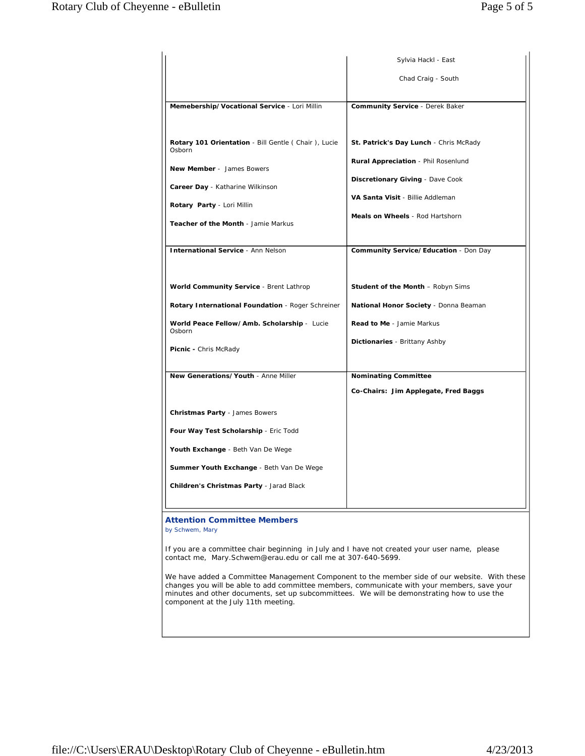| | |
|---|---|
| | Sylvia Hackl - East<br><br>Chad Craig - South |
| **Memebership/Vocational Service** - Lori Millin<br><br>**Rotary 101 Orientation** - Bill Gentle ( Chair ), Lucie Osborn<br><br>**New Member** - James Bowers<br><br>**Career Day** - Katharine Wilkinson<br><br>**Rotary Party** - Lori Millin<br><br>**Teacher of the Month** - Jamie Markus | **Community Service** - Derek Baker<br><br>**St. Patrick's Day Lunch** - Chris McRady<br><br>**Rural Appreciation** - Phil Rosenlund<br><br>**Discretionary Giving** - Dave Cook<br><br>**VA Santa Visit** - Billie Addleman<br><br>**Meals on Wheels** - Rod Hartshorn |
| **International Service** - Ann Nelson<br><br>**World Community Service** - Brent Lathrop<br><br>**Rotary International Foundation** - Roger Schreiner<br><br>**World Peace Fellow/Amb. Scholarship** - Lucie Osborn<br><br>**Picnic -** Chris McRady | **Community Service/Education** - Don Day<br><br>**Student of the Month** – Robyn Sims<br><br>**National Honor Society** - Donna Beaman<br><br>**Read to Me** - Jamie Markus<br><br>**Dictionaries** - Brittany Ashby |
| **New Generations/Youth** - Anne Miller<br><br>**Christmas Party** - James Bowers<br><br>**Four Way Test Scholarship** - Eric Todd<br><br>**Youth Exchange** - Beth Van De Wege<br><br>**Summer Youth Exchange** - Beth Van De Wege<br><br>**Children's Christmas Party** - Jarad Black | **Nominating Committee**<br><br>**Co-Chairs: Jim Applegate, Fred Baggs** |

## Attention Committee Members

by Schwem, Mary

If you are a committee chair beginning in July and I have not created your user name, please contact me, Mary.Schwem@erau.edu or call me at 307-640-5699.

We have added a Committee Management Component to the member side of our website. With these changes you will be able to add committee members, communicate with your members, save your minutes and other documents, set up subcommittees. We will be demonstrating how to use the component at the July 11th meeting.